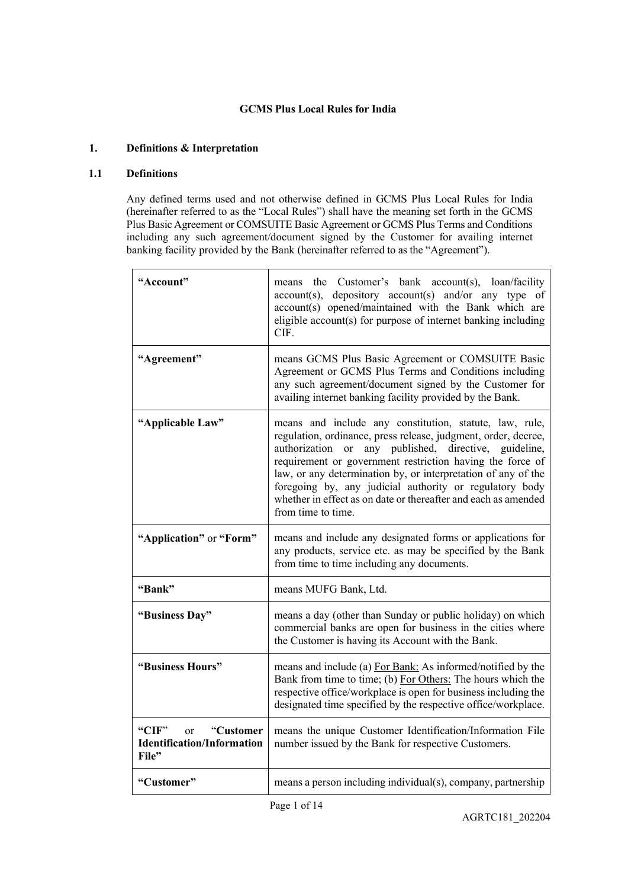# GCMS Plus Local Rules for India

## 1. Definitions & Interpretation

### 1.1 Definitions

Any defined terms used and not otherwise defined in GCMS Plus Local Rules for India (hereinafter referred to as the "Local Rules") shall have the meaning set forth in the GCMS Plus Basic Agreement or COMSUITE Basic Agreement or GCMS Plus Terms and Conditions including any such agreement/document signed by the Customer for availing internet banking facility provided by the Bank (hereinafter referred to as the "Agreement").

| | |
|---|---|
| **"Account"** | means the Customer's bank account(s), loan/facility account(s), depository account(s) and/or any type of account(s) opened/maintained with the Bank which are eligible account(s) for purpose of internet banking including CIF. |
| **"Agreement"** | means GCMS Plus Basic Agreement or COMSUITE Basic Agreement or GCMS Plus Terms and Conditions including any such agreement/document signed by the Customer for availing internet banking facility provided by the Bank. |
| **"Applicable Law"** | means and include any constitution, statute, law, rule, regulation, ordinance, press release, judgment, order, decree, authorization or any published, directive, guideline, requirement or government restriction having the force of law, or any determination by, or interpretation of any of the foregoing by, any judicial authority or regulatory body whether in effect as on date or thereafter and each as amended from time to time. |
| **"Application"** or **"Form"** | means and include any designated forms or applications for any products, service etc. as may be specified by the Bank from time to time including any documents. |
| **"Bank"** | means MUFG Bank, Ltd. |
| **"Business Day"** | means a day (other than Sunday or public holiday) on which commercial banks are open for business in the cities where the Customer is having its Account with the Bank. |
| **"Business Hours"** | means and include (a) For Bank: As informed/notified by the Bank from time to time; (b) For Others: The hours which the respective office/workplace is open for business including the designated time specified by the respective office/workplace. |
| **"CIF"** or "**Customer Identification/Information File"** | means the unique Customer Identification/Information File number issued by the Bank for respective Customers. |
| **"Customer"** | means a person including individual(s), company, partnership |

AGRTC181_202204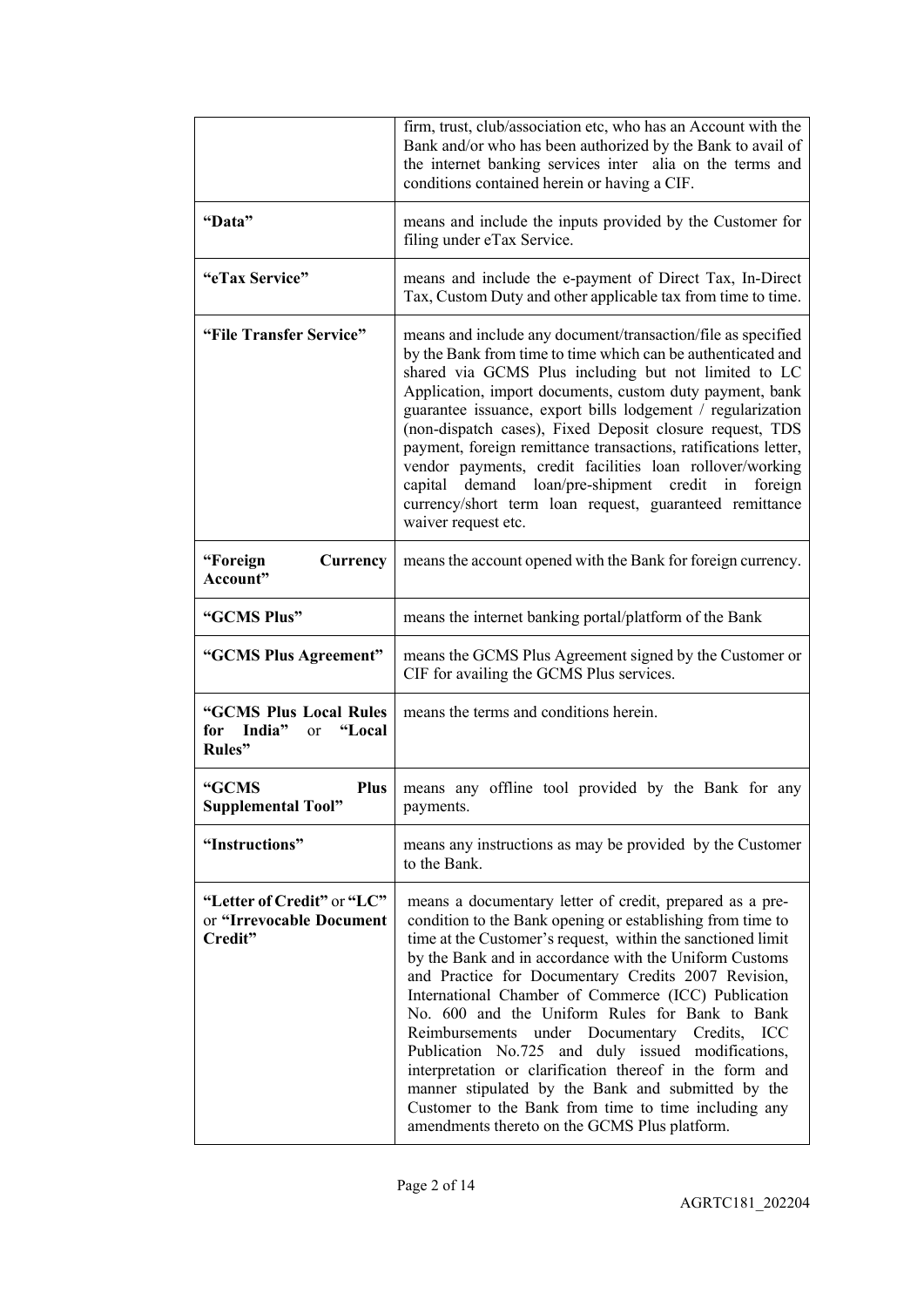| | |
|---|---|
| | firm, trust, club/association etc, who has an Account with the Bank and/or who has been authorized by the Bank to avail of the internet banking services inter alia on the terms and conditions contained herein or having a CIF. |
| **"Data"** | means and include the inputs provided by the Customer for filing under eTax Service. |
| **"eTax Service"** | means and include the e-payment of Direct Tax, In-Direct Tax, Custom Duty and other applicable tax from time to time. |
| **"File Transfer Service"** | means and include any document/transaction/file as specified by the Bank from time to time which can be authenticated and shared via GCMS Plus including but not limited to LC Application, import documents, custom duty payment, bank guarantee issuance, export bills lodgement / regularization (non-dispatch cases), Fixed Deposit closure request, TDS payment, foreign remittance transactions, ratifications letter, vendor payments, credit facilities loan rollover/working capital demand loan/pre-shipment credit in foreign currency/short term loan request, guaranteed remittance waiver request etc. |
| **"Foreign Currency Account"** | means the account opened with the Bank for foreign currency. |
| **"GCMS Plus"** | means the internet banking portal/platform of the Bank |
| **"GCMS Plus Agreement"** | means the GCMS Plus Agreement signed by the Customer or CIF for availing the GCMS Plus services. |
| **"GCMS Plus Local Rules for India"** or **"Local Rules"** | means the terms and conditions herein. |
| **"GCMS Plus Supplemental Tool"** | means any offline tool provided by the Bank for any payments. |
| **"Instructions"** | means any instructions as may be provided by the Customer to the Bank. |
| **"Letter of Credit"** or **"LC"** or **"Irrevocable Document Credit"** | means a documentary letter of credit, prepared as a pre-condition to the Bank opening or establishing from time to time at the Customer's request, within the sanctioned limit by the Bank and in accordance with the Uniform Customs and Practice for Documentary Credits 2007 Revision, International Chamber of Commerce (ICC) Publication No. 600 and the Uniform Rules for Bank to Bank Reimbursements under Documentary Credits, ICC Publication No.725 and duly issued modifications, interpretation or clarification thereof in the form and manner stipulated by the Bank and submitted by the Customer to the Bank from time to time including any amendments thereto on the GCMS Plus platform. |

AGRTC181_202204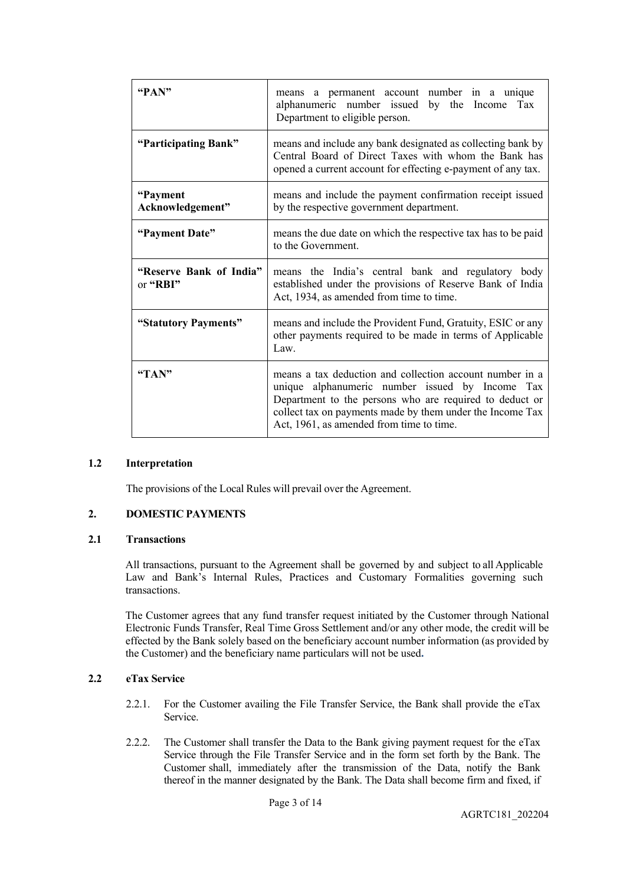| | |
|---|---|
| **"PAN"** | means a permanent account number in a unique alphanumeric number issued by the Income Tax Department to eligible person. |
| **"Participating Bank"** | means and include any bank designated as collecting bank by Central Board of Direct Taxes with whom the Bank has opened a current account for effecting e-payment of any tax. |
| **"Payment Acknowledgement"** | means and include the payment confirmation receipt issued by the respective government department. |
| **"Payment Date"** | means the due date on which the respective tax has to be paid to the Government. |
| **"Reserve Bank of India"** or **"RBI"** | means the India's central bank and regulatory body established under the provisions of Reserve Bank of India Act, 1934, as amended from time to time. |
| **"Statutory Payments"** | means and include the Provident Fund, Gratuity, ESIC or any other payments required to be made in terms of Applicable Law. |
| **"TAN"** | means a tax deduction and collection account number in a unique alphanumeric number issued by Income Tax Department to the persons who are required to deduct or collect tax on payments made by them under the Income Tax Act, 1961, as amended from time to time. |

### 1.2 Interpretation

The provisions of the Local Rules will prevail over the Agreement.

## 2. DOMESTIC PAYMENTS

### 2.1 Transactions

All transactions, pursuant to the Agreement shall be governed by and subject to all Applicable Law and Bank's Internal Rules, Practices and Customary Formalities governing such transactions.

The Customer agrees that any fund transfer request initiated by the Customer through National Electronic Funds Transfer, Real Time Gross Settlement and/or any other mode, the credit will be effected by the Bank solely based on the beneficiary account number information (as provided by the Customer) and the beneficiary name particulars will not be used.

### 2.2 eTax Service

2.2.1. For the Customer availing the File Transfer Service, the Bank shall provide the eTax Service.

2.2.2. The Customer shall transfer the Data to the Bank giving payment request for the eTax Service through the File Transfer Service and in the form set forth by the Bank. The Customer shall, immediately after the transmission of the Data, notify the Bank thereof in the manner designated by the Bank. The Data shall become firm and fixed, if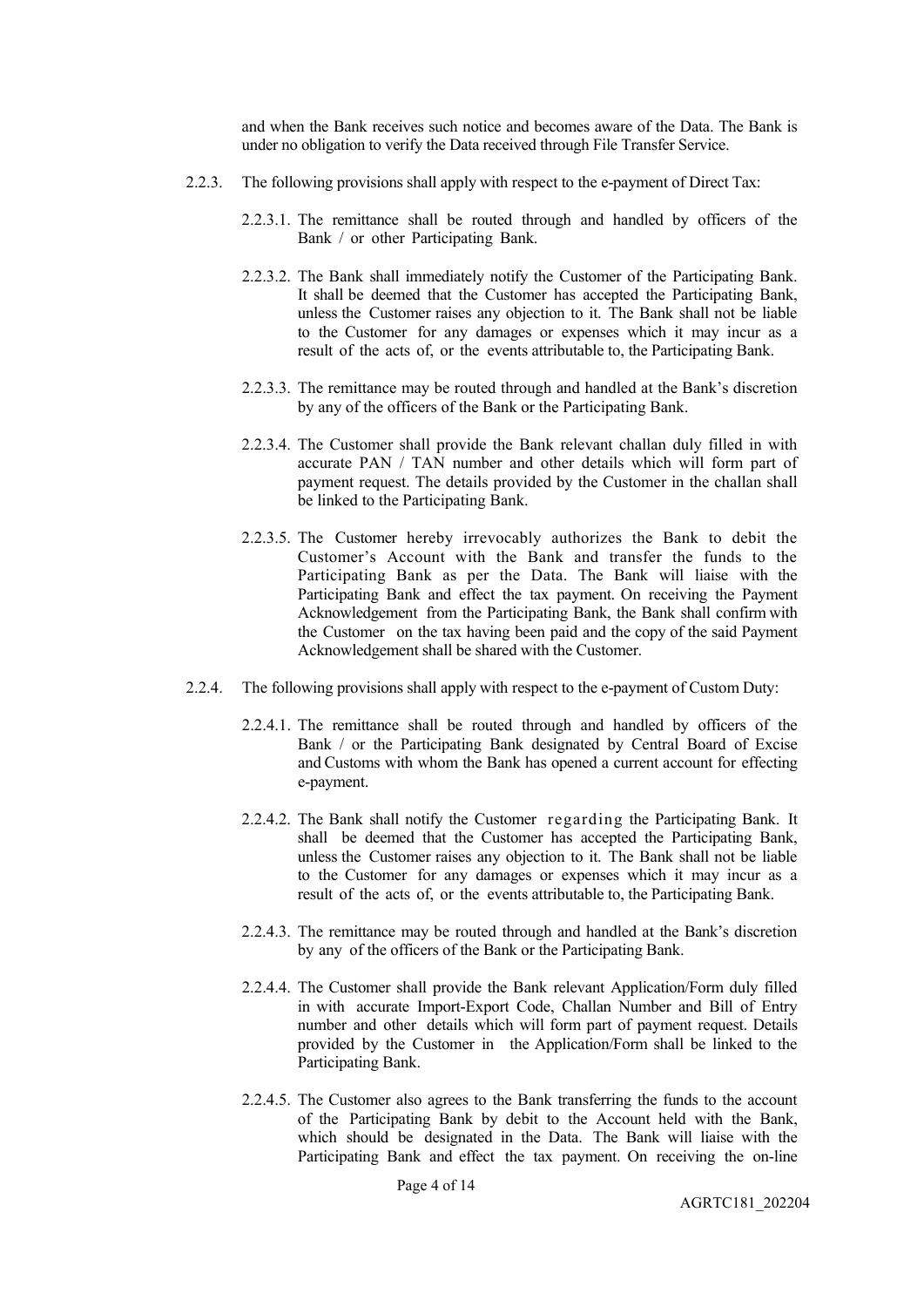and when the Bank receives such notice and becomes aware of the Data. The Bank is under no obligation to verify the Data received through File Transfer Service.

2.2.3. The following provisions shall apply with respect to the e-payment of Direct Tax:

2.2.3.1. The remittance shall be routed through and handled by officers of the Bank / or other Participating Bank.

2.2.3.2. The Bank shall immediately notify the Customer of the Participating Bank. It shall be deemed that the Customer has accepted the Participating Bank, unless the Customer raises any objection to it. The Bank shall not be liable to the Customer for any damages or expenses which it may incur as a result of the acts of, or the events attributable to, the Participating Bank.

2.2.3.3. The remittance may be routed through and handled at the Bank's discretion by any of the officers of the Bank or the Participating Bank.

2.2.3.4. The Customer shall provide the Bank relevant challan duly filled in with accurate PAN / TAN number and other details which will form part of payment request. The details provided by the Customer in the challan shall be linked to the Participating Bank.

2.2.3.5. The Customer hereby irrevocably authorizes the Bank to debit the Customer's Account with the Bank and transfer the funds to the Participating Bank as per the Data. The Bank will liaise with the Participating Bank and effect the tax payment. On receiving the Payment Acknowledgement from the Participating Bank, the Bank shall confirm with the Customer on the tax having been paid and the copy of the said Payment Acknowledgement shall be shared with the Customer.

2.2.4. The following provisions shall apply with respect to the e-payment of Custom Duty:

2.2.4.1. The remittance shall be routed through and handled by officers of the Bank / or the Participating Bank designated by Central Board of Excise and Customs with whom the Bank has opened a current account for effecting e-payment.

2.2.4.2. The Bank shall notify the Customer regarding the Participating Bank. It shall be deemed that the Customer has accepted the Participating Bank, unless the Customer raises any objection to it. The Bank shall not be liable to the Customer for any damages or expenses which it may incur as a result of the acts of, or the events attributable to, the Participating Bank.

2.2.4.3. The remittance may be routed through and handled at the Bank's discretion by any of the officers of the Bank or the Participating Bank.

2.2.4.4. The Customer shall provide the Bank relevant Application/Form duly filled in with accurate Import-Export Code, Challan Number and Bill of Entry number and other details which will form part of payment request. Details provided by the Customer in the Application/Form shall be linked to the Participating Bank.

2.2.4.5. The Customer also agrees to the Bank transferring the funds to the account of the Participating Bank by debit to the Account held with the Bank, which should be designated in the Data. The Bank will liaise with the Participating Bank and effect the tax payment. On receiving the on-line

AGRTC181_202204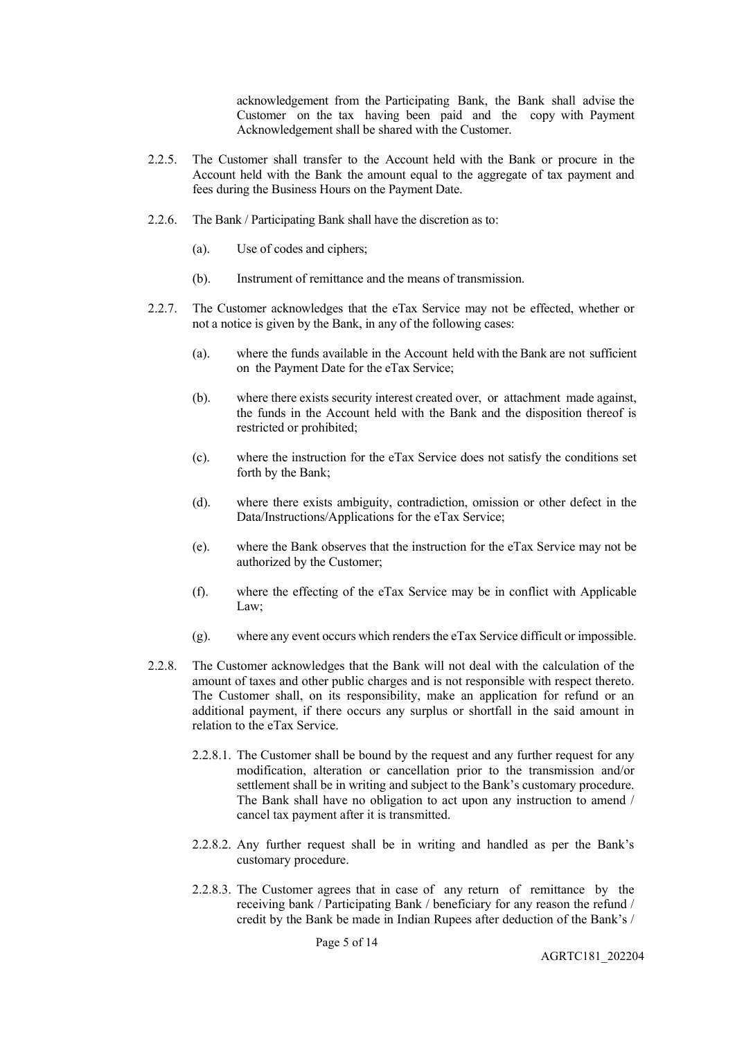acknowledgement from the Participating Bank, the Bank shall advise the Customer on the tax having been paid and the copy with Payment Acknowledgement shall be shared with the Customer.

2.2.5. The Customer shall transfer to the Account held with the Bank or procure in the Account held with the Bank the amount equal to the aggregate of tax payment and fees during the Business Hours on the Payment Date.

2.2.6. The Bank / Participating Bank shall have the discretion as to:

(a). Use of codes and ciphers;

(b). Instrument of remittance and the means of transmission.

2.2.7. The Customer acknowledges that the eTax Service may not be effected, whether or not a notice is given by the Bank, in any of the following cases:

(a). where the funds available in the Account held with the Bank are not sufficient on the Payment Date for the eTax Service;

(b). where there exists security interest created over, or attachment made against, the funds in the Account held with the Bank and the disposition thereof is restricted or prohibited;

(c). where the instruction for the eTax Service does not satisfy the conditions set forth by the Bank;

(d). where there exists ambiguity, contradiction, omission or other defect in the Data/Instructions/Applications for the eTax Service;

(e). where the Bank observes that the instruction for the eTax Service may not be authorized by the Customer;

(f). where the effecting of the eTax Service may be in conflict with Applicable Law;

(g). where any event occurs which renders the eTax Service difficult or impossible.

2.2.8. The Customer acknowledges that the Bank will not deal with the calculation of the amount of taxes and other public charges and is not responsible with respect thereto. The Customer shall, on its responsibility, make an application for refund or an additional payment, if there occurs any surplus or shortfall in the said amount in relation to the eTax Service.

2.2.8.1. The Customer shall be bound by the request and any further request for any modification, alteration or cancellation prior to the transmission and/or settlement shall be in writing and subject to the Bank's customary procedure. The Bank shall have no obligation to act upon any instruction to amend / cancel tax payment after it is transmitted.

2.2.8.2. Any further request shall be in writing and handled as per the Bank's customary procedure.

2.2.8.3. The Customer agrees that in case of any return of remittance by the receiving bank / Participating Bank / beneficiary for any reason the refund / credit by the Bank be made in Indian Rupees after deduction of the Bank's /

AGRTC181_202204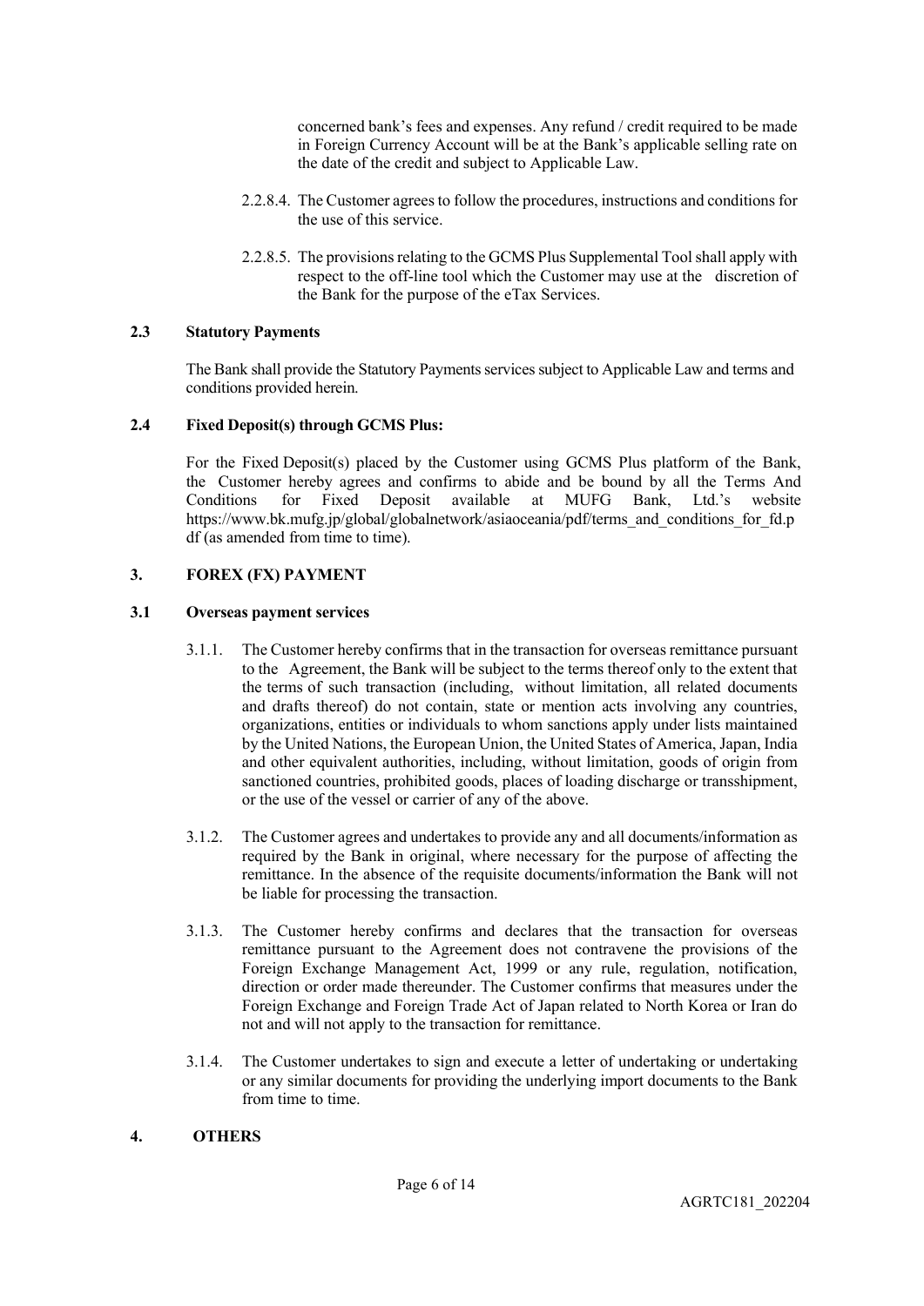concerned bank's fees and expenses. Any refund / credit required to be made in Foreign Currency Account will be at the Bank's applicable selling rate on the date of the credit and subject to Applicable Law.

2.2.8.4. The Customer agrees to follow the procedures, instructions and conditions for the use of this service.

2.2.8.5. The provisions relating to the GCMS Plus Supplemental Tool shall apply with respect to the off-line tool which the Customer may use at the discretion of the Bank for the purpose of the eTax Services.

### 2.3 Statutory Payments

The Bank shall provide the Statutory Payments services subject to Applicable Law and terms and conditions provided herein.

### 2.4 Fixed Deposit(s) through GCMS Plus:

For the Fixed Deposit(s) placed by the Customer using GCMS Plus platform of the Bank, the Customer hereby agrees and confirms to abide and be bound by all the Terms And Conditions for Fixed Deposit available at MUFG Bank, Ltd.'s website https://www.bk.mufg.jp/global/globalnetwork/asiaoceania/pdf/terms_and_conditions_for_fd.pdf (as amended from time to time).

## 3. FOREX (FX) PAYMENT

### 3.1 Overseas payment services

3.1.1. The Customer hereby confirms that in the transaction for overseas remittance pursuant to the Agreement, the Bank will be subject to the terms thereof only to the extent that the terms of such transaction (including, without limitation, all related documents and drafts thereof) do not contain, state or mention acts involving any countries, organizations, entities or individuals to whom sanctions apply under lists maintained by the United Nations, the European Union, the United States of America, Japan, India and other equivalent authorities, including, without limitation, goods of origin from sanctioned countries, prohibited goods, places of loading discharge or transshipment, or the use of the vessel or carrier of any of the above.

3.1.2. The Customer agrees and undertakes to provide any and all documents/information as required by the Bank in original, where necessary for the purpose of affecting the remittance. In the absence of the requisite documents/information the Bank will not be liable for processing the transaction.

3.1.3. The Customer hereby confirms and declares that the transaction for overseas remittance pursuant to the Agreement does not contravene the provisions of the Foreign Exchange Management Act, 1999 or any rule, regulation, notification, direction or order made thereunder. The Customer confirms that measures under the Foreign Exchange and Foreign Trade Act of Japan related to North Korea or Iran do not and will not apply to the transaction for remittance.

3.1.4. The Customer undertakes to sign and execute a letter of undertaking or undertaking or any similar documents for providing the underlying import documents to the Bank from time to time.

## 4. OTHERS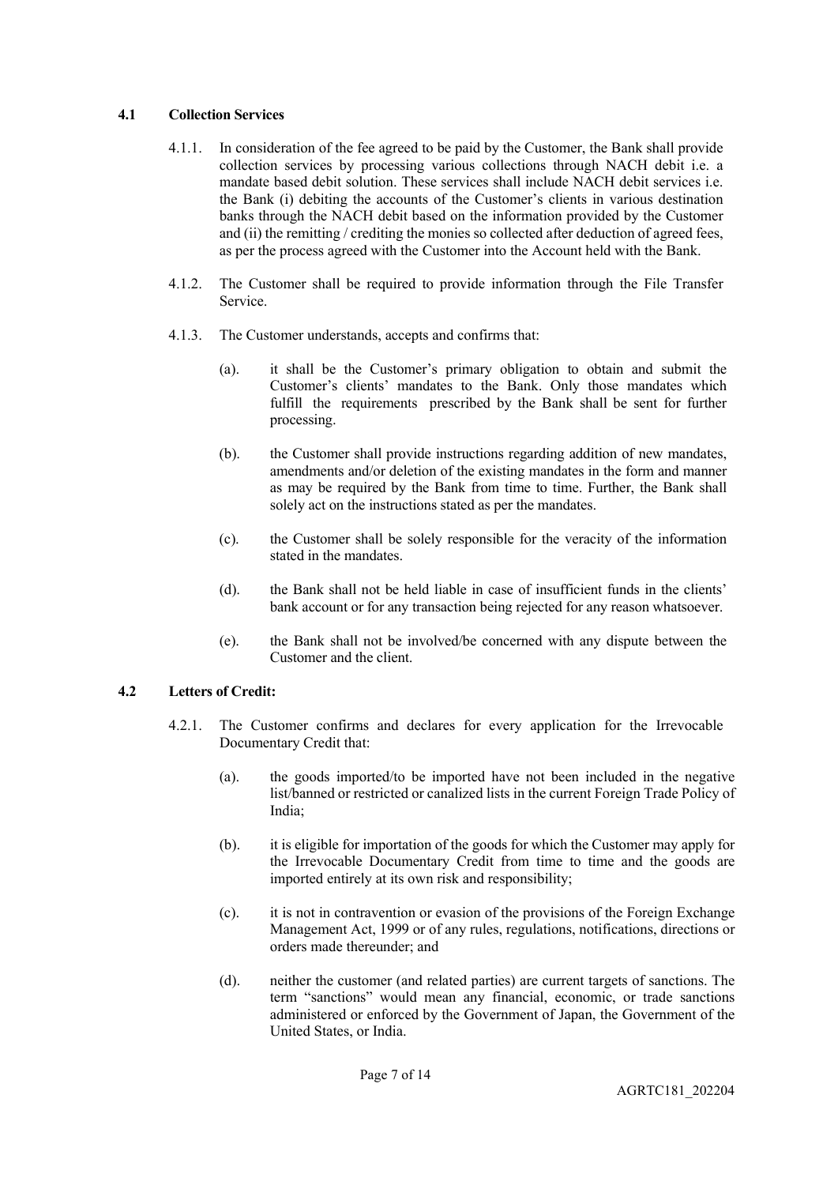### 4.1 Collection Services

4.1.1. In consideration of the fee agreed to be paid by the Customer, the Bank shall provide collection services by processing various collections through NACH debit i.e. a mandate based debit solution. These services shall include NACH debit services i.e. the Bank (i) debiting the accounts of the Customer's clients in various destination banks through the NACH debit based on the information provided by the Customer and (ii) the remitting / crediting the monies so collected after deduction of agreed fees, as per the process agreed with the Customer into the Account held with the Bank.

4.1.2. The Customer shall be required to provide information through the File Transfer Service.

4.1.3. The Customer understands, accepts and confirms that:

(a). it shall be the Customer's primary obligation to obtain and submit the Customer's clients' mandates to the Bank. Only those mandates which fulfill the requirements prescribed by the Bank shall be sent for further processing.

(b). the Customer shall provide instructions regarding addition of new mandates, amendments and/or deletion of the existing mandates in the form and manner as may be required by the Bank from time to time. Further, the Bank shall solely act on the instructions stated as per the mandates.

(c). the Customer shall be solely responsible for the veracity of the information stated in the mandates.

(d). the Bank shall not be held liable in case of insufficient funds in the clients' bank account or for any transaction being rejected for any reason whatsoever.

(e). the Bank shall not be involved/be concerned with any dispute between the Customer and the client.

### 4.2 Letters of Credit:

4.2.1. The Customer confirms and declares for every application for the Irrevocable Documentary Credit that:

(a). the goods imported/to be imported have not been included in the negative list/banned or restricted or canalized lists in the current Foreign Trade Policy of India;

(b). it is eligible for importation of the goods for which the Customer may apply for the Irrevocable Documentary Credit from time to time and the goods are imported entirely at its own risk and responsibility;

(c). it is not in contravention or evasion of the provisions of the Foreign Exchange Management Act, 1999 or of any rules, regulations, notifications, directions or orders made thereunder; and

(d). neither the customer (and related parties) are current targets of sanctions. The term "sanctions" would mean any financial, economic, or trade sanctions administered or enforced by the Government of Japan, the Government of the United States, or India.

AGRTC181_202204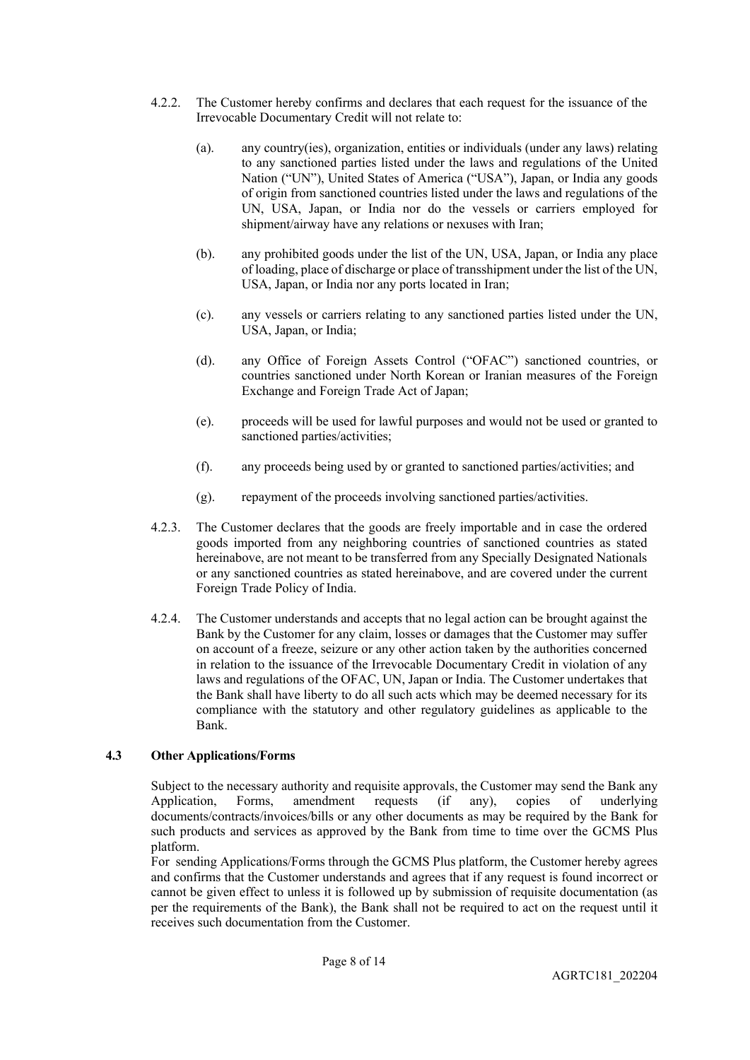4.2.2. The Customer hereby confirms and declares that each request for the issuance of the Irrevocable Documentary Credit will not relate to:

(a). any country(ies), organization, entities or individuals (under any laws) relating to any sanctioned parties listed under the laws and regulations of the United Nation ("UN"), United States of America ("USA"), Japan, or India any goods of origin from sanctioned countries listed under the laws and regulations of the UN, USA, Japan, or India nor do the vessels or carriers employed for shipment/airway have any relations or nexuses with Iran;

(b). any prohibited goods under the list of the UN, USA, Japan, or India any place of loading, place of discharge or place of transshipment under the list of the UN, USA, Japan, or India nor any ports located in Iran;

(c). any vessels or carriers relating to any sanctioned parties listed under the UN, USA, Japan, or India;

(d). any Office of Foreign Assets Control ("OFAC") sanctioned countries, or countries sanctioned under North Korean or Iranian measures of the Foreign Exchange and Foreign Trade Act of Japan;

(e). proceeds will be used for lawful purposes and would not be used or granted to sanctioned parties/activities;

(f). any proceeds being used by or granted to sanctioned parties/activities; and

(g). repayment of the proceeds involving sanctioned parties/activities.

4.2.3. The Customer declares that the goods are freely importable and in case the ordered goods imported from any neighboring countries of sanctioned countries as stated hereinabove, are not meant to be transferred from any Specially Designated Nationals or any sanctioned countries as stated hereinabove, and are covered under the current Foreign Trade Policy of India.

4.2.4. The Customer understands and accepts that no legal action can be brought against the Bank by the Customer for any claim, losses or damages that the Customer may suffer on account of a freeze, seizure or any other action taken by the authorities concerned in relation to the issuance of the Irrevocable Documentary Credit in violation of any laws and regulations of the OFAC, UN, Japan or India. The Customer undertakes that the Bank shall have liberty to do all such acts which may be deemed necessary for its compliance with the statutory and other regulatory guidelines as applicable to the Bank.

### 4.3 Other Applications/Forms

Subject to the necessary authority and requisite approvals, the Customer may send the Bank any Application, Forms, amendment requests (if any), copies of underlying documents/contracts/invoices/bills or any other documents as may be required by the Bank for such products and services as approved by the Bank from time to time over the GCMS Plus platform.

For sending Applications/Forms through the GCMS Plus platform, the Customer hereby agrees and confirms that the Customer understands and agrees that if any request is found incorrect or cannot be given effect to unless it is followed up by submission of requisite documentation (as per the requirements of the Bank), the Bank shall not be required to act on the request until it receives such documentation from the Customer.

AGRTC181_202204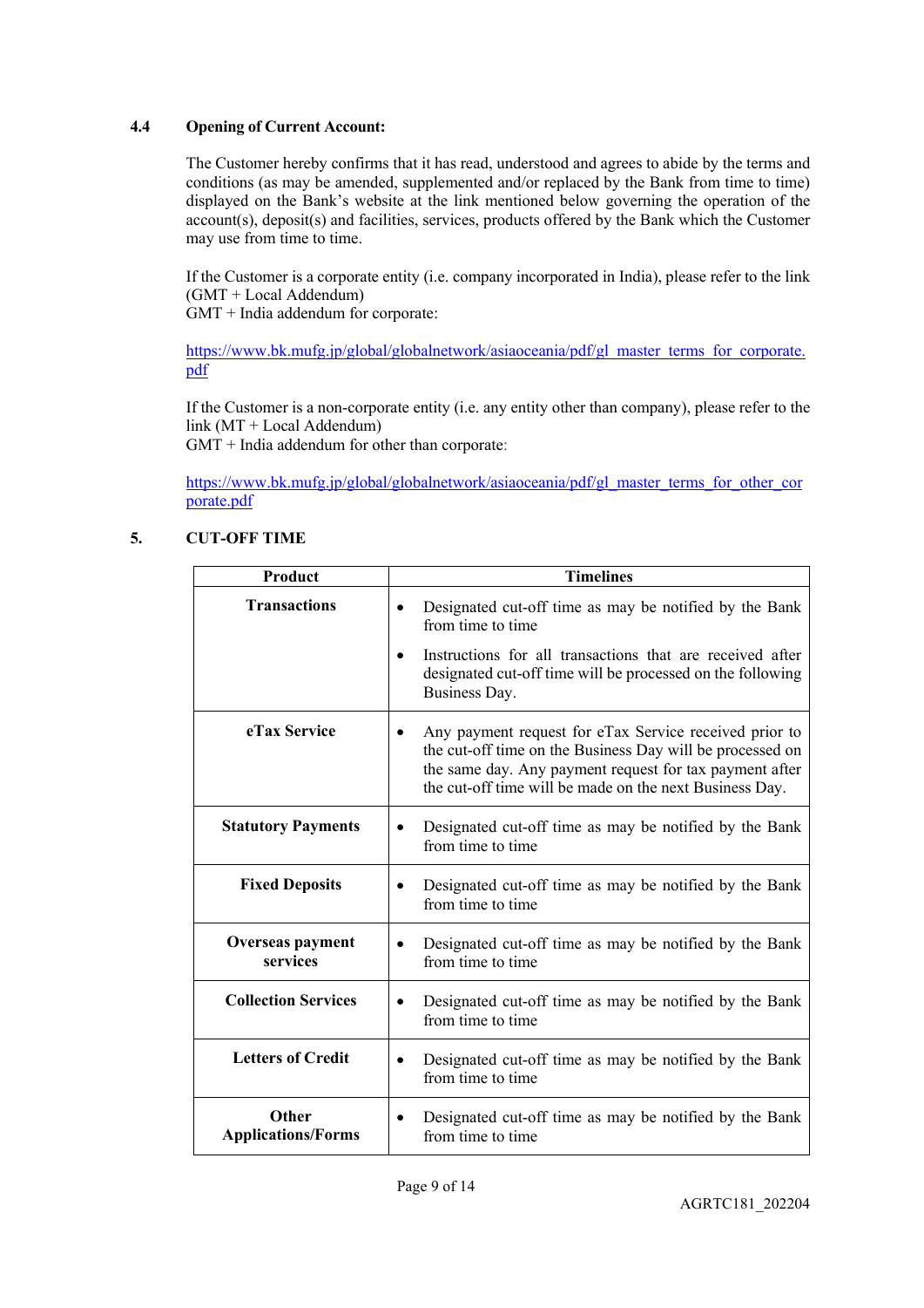### 4.4 Opening of Current Account:

The Customer hereby confirms that it has read, understood and agrees to abide by the terms and conditions (as may be amended, supplemented and/or replaced by the Bank from time to time) displayed on the Bank's website at the link mentioned below governing the operation of the account(s), deposit(s) and facilities, services, products offered by the Bank which the Customer may use from time to time.

If the Customer is a corporate entity (i.e. company incorporated in India), please refer to the link (GMT + Local Addendum)
GMT + India addendum for corporate:

https://www.bk.mufg.jp/global/globalnetwork/asiaoceania/pdf/gl_master_terms_for_corporate.pdf

If the Customer is a non-corporate entity (i.e. any entity other than company), please refer to the link (MT + Local Addendum)
GMT + India addendum for other than corporate:

https://www.bk.mufg.jp/global/globalnetwork/asiaoceania/pdf/gl_master_terms_for_other_corporate.pdf

## 5. CUT-OFF TIME

| Product | Timelines |
|---|---|
| **Transactions** | • Designated cut-off time as may be notified by the Bank from time to time<br>• Instructions for all transactions that are received after designated cut-off time will be processed on the following Business Day. |
| **eTax Service** | • Any payment request for eTax Service received prior to the cut-off time on the Business Day will be processed on the same day. Any payment request for tax payment after the cut-off time will be made on the next Business Day. |
| **Statutory Payments** | • Designated cut-off time as may be notified by the Bank from time to time |
| **Fixed Deposits** | • Designated cut-off time as may be notified by the Bank from time to time |
| **Overseas payment services** | • Designated cut-off time as may be notified by the Bank from time to time |
| **Collection Services** | • Designated cut-off time as may be notified by the Bank from time to time |
| **Letters of Credit** | • Designated cut-off time as may be notified by the Bank from time to time |
| **Other Applications/Forms** | • Designated cut-off time as may be notified by the Bank from time to time |

AGRTC181_202204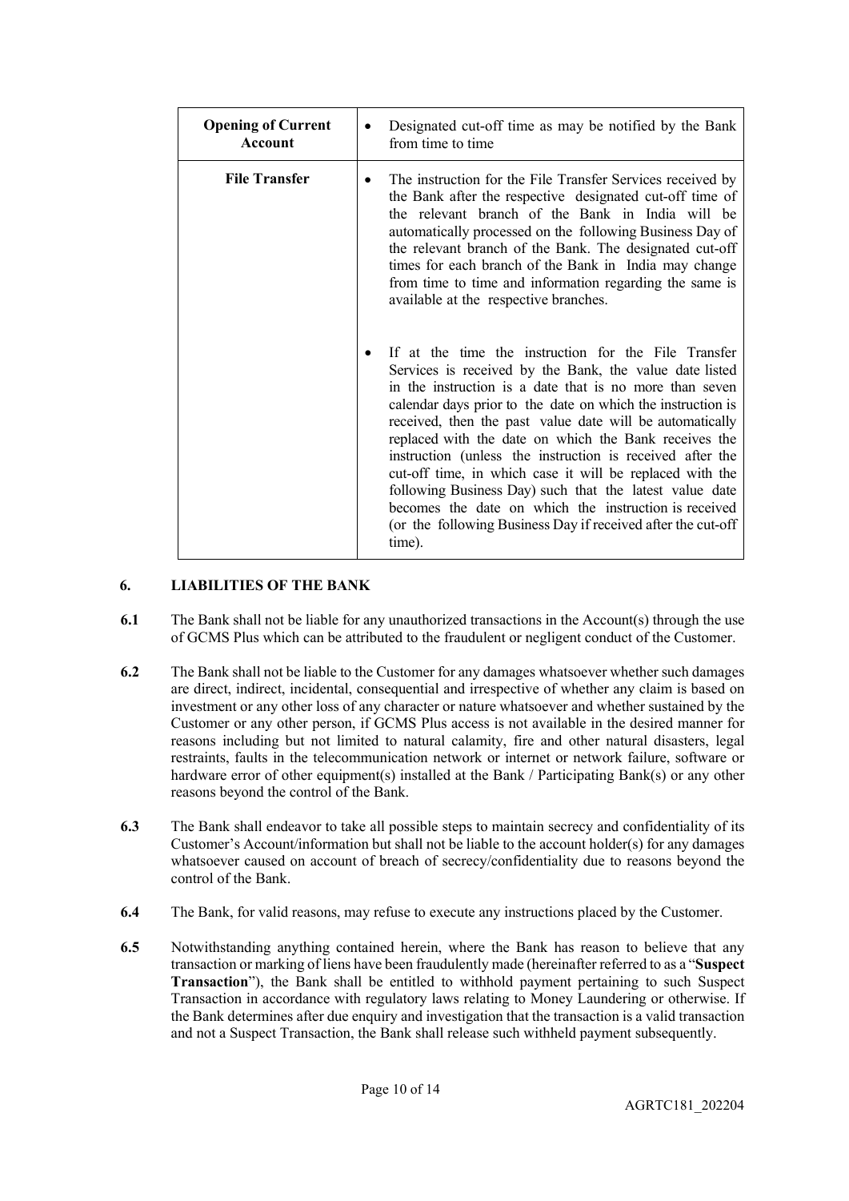| Opening of Current Account | • Designated cut-off time as may be notified by the Bank from time to time |
| --- | --- |
| **File Transfer** | • The instruction for the File Transfer Services received by the Bank after the respective designated cut-off time of the relevant branch of the Bank in India will be automatically processed on the following Business Day of the relevant branch of the Bank. The designated cut-off times for each branch of the Bank in India may change from time to time and information regarding the same is available at the respective branches. <br><br> • If at the time the instruction for the File Transfer Services is received by the Bank, the value date listed in the instruction is a date that is no more than seven calendar days prior to the date on which the instruction is received, then the past value date will be automatically replaced with the date on which the Bank receives the instruction (unless the instruction is received after the cut-off time, in which case it will be replaced with the following Business Day) such that the latest value date becomes the date on which the instruction is received (or the following Business Day if received after the cut-off time). |

## 6. LIABILITIES OF THE BANK

**6.1** The Bank shall not be liable for any unauthorized transactions in the Account(s) through the use of GCMS Plus which can be attributed to the fraudulent or negligent conduct of the Customer.

**6.2** The Bank shall not be liable to the Customer for any damages whatsoever whether such damages are direct, indirect, incidental, consequential and irrespective of whether any claim is based on investment or any other loss of any character or nature whatsoever and whether sustained by the Customer or any other person, if GCMS Plus access is not available in the desired manner for reasons including but not limited to natural calamity, fire and other natural disasters, legal restraints, faults in the telecommunication network or internet or network failure, software or hardware error of other equipment(s) installed at the Bank / Participating Bank(s) or any other reasons beyond the control of the Bank.

**6.3** The Bank shall endeavor to take all possible steps to maintain secrecy and confidentiality of its Customer's Account/information but shall not be liable to the account holder(s) for any damages whatsoever caused on account of breach of secrecy/confidentiality due to reasons beyond the control of the Bank.

**6.4** The Bank, for valid reasons, may refuse to execute any instructions placed by the Customer.

**6.5** Notwithstanding anything contained herein, where the Bank has reason to believe that any transaction or marking of liens have been fraudulently made (hereinafter referred to as a "**Suspect Transaction**"), the Bank shall be entitled to withhold payment pertaining to such Suspect Transaction in accordance with regulatory laws relating to Money Laundering or otherwise. If the Bank determines after due enquiry and investigation that the transaction is a valid transaction and not a Suspect Transaction, the Bank shall release such withheld payment subsequently.

AGRTC181_202204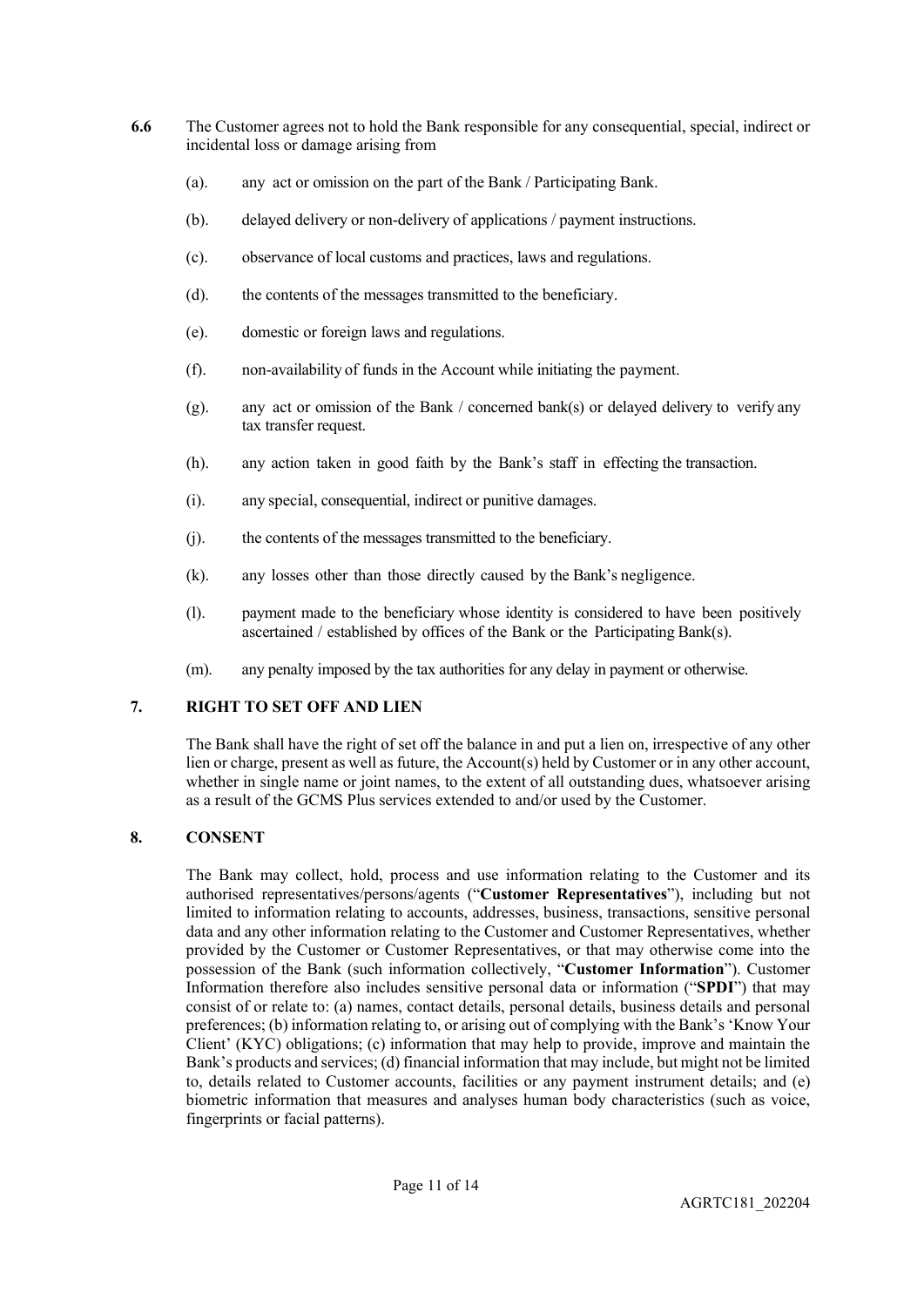**6.6** The Customer agrees not to hold the Bank responsible for any consequential, special, indirect or incidental loss or damage arising from

(a). any act or omission on the part of the Bank / Participating Bank.

(b). delayed delivery or non-delivery of applications / payment instructions.

(c). observance of local customs and practices, laws and regulations.

(d). the contents of the messages transmitted to the beneficiary.

(e). domestic or foreign laws and regulations.

(f). non-availability of funds in the Account while initiating the payment.

(g). any act or omission of the Bank / concerned bank(s) or delayed delivery to verify any tax transfer request.

(h). any action taken in good faith by the Bank's staff in effecting the transaction.

(i). any special, consequential, indirect or punitive damages.

(j). the contents of the messages transmitted to the beneficiary.

(k). any losses other than those directly caused by the Bank's negligence.

(l). payment made to the beneficiary whose identity is considered to have been positively ascertained / established by offices of the Bank or the Participating Bank(s).

(m). any penalty imposed by the tax authorities for any delay in payment or otherwise.

## 7. RIGHT TO SET OFF AND LIEN

The Bank shall have the right of set off the balance in and put a lien on, irrespective of any other lien or charge, present as well as future, the Account(s) held by Customer or in any other account, whether in single name or joint names, to the extent of all outstanding dues, whatsoever arising as a result of the GCMS Plus services extended to and/or used by the Customer.

## 8. CONSENT

The Bank may collect, hold, process and use information relating to the Customer and its authorised representatives/persons/agents ("**Customer Representatives**"), including but not limited to information relating to accounts, addresses, business, transactions, sensitive personal data and any other information relating to the Customer and Customer Representatives, whether provided by the Customer or Customer Representatives, or that may otherwise come into the possession of the Bank (such information collectively, "**Customer Information**"). Customer Information therefore also includes sensitive personal data or information ("**SPDI**") that may consist of or relate to: (a) names, contact details, personal details, business details and personal preferences; (b) information relating to, or arising out of complying with the Bank's 'Know Your Client' (KYC) obligations; (c) information that may help to provide, improve and maintain the Bank's products and services; (d) financial information that may include, but might not be limited to, details related to Customer accounts, facilities or any payment instrument details; and (e) biometric information that measures and analyses human body characteristics (such as voice, fingerprints or facial patterns).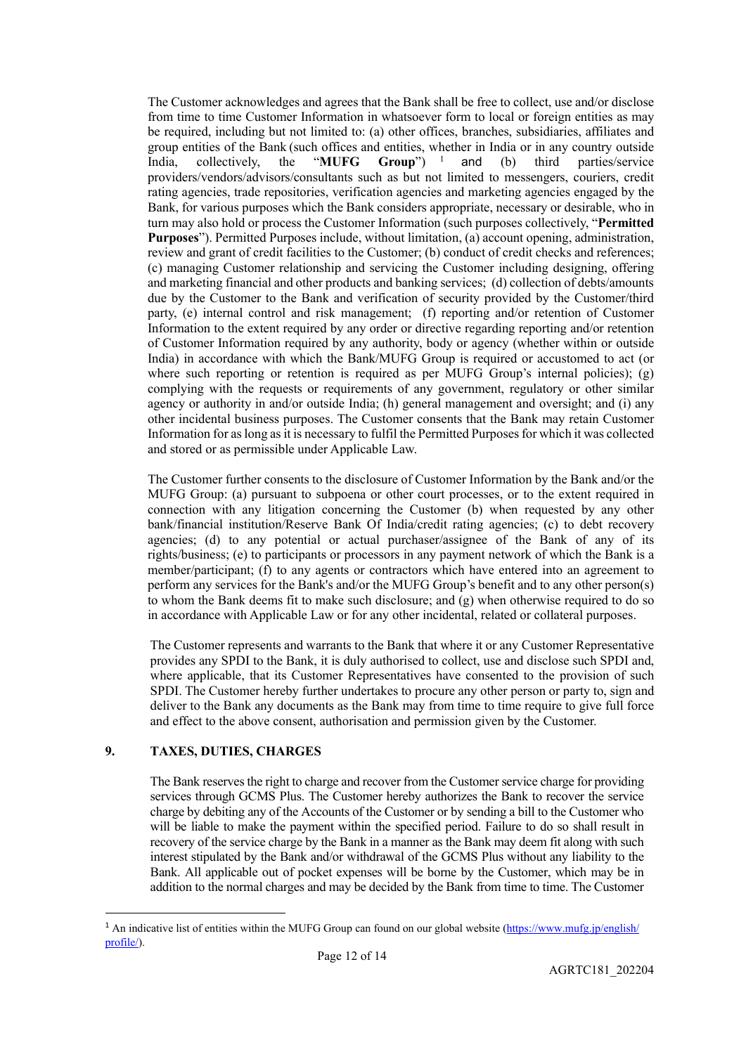The Customer acknowledges and agrees that the Bank shall be free to collect, use and/or disclose from time to time Customer Information in whatsoever form to local or foreign entities as may be required, including but not limited to: (a) other offices, branches, subsidiaries, affiliates and group entities of the Bank (such offices and entities, whether in India or in any country outside India, collectively, the "**MUFG Group**") [1] and (b) third parties/service providers/vendors/advisors/consultants such as but not limited to messengers, couriers, credit rating agencies, trade repositories, verification agencies and marketing agencies engaged by the Bank, for various purposes which the Bank considers appropriate, necessary or desirable, who in turn may also hold or process the Customer Information (such purposes collectively, "**Permitted Purposes**"). Permitted Purposes include, without limitation, (a) account opening, administration, review and grant of credit facilities to the Customer; (b) conduct of credit checks and references; (c) managing Customer relationship and servicing the Customer including designing, offering and marketing financial and other products and banking services; (d) collection of debts/amounts due by the Customer to the Bank and verification of security provided by the Customer/third party, (e) internal control and risk management; (f) reporting and/or retention of Customer Information to the extent required by any order or directive regarding reporting and/or retention of Customer Information required by any authority, body or agency (whether within or outside India) in accordance with which the Bank/MUFG Group is required or accustomed to act (or where such reporting or retention is required as per MUFG Group's internal policies); (g) complying with the requests or requirements of any government, regulatory or other similar agency or authority in and/or outside India; (h) general management and oversight; and (i) any other incidental business purposes. The Customer consents that the Bank may retain Customer Information for as long as it is necessary to fulfil the Permitted Purposes for which it was collected and stored or as permissible under Applicable Law.

The Customer further consents to the disclosure of Customer Information by the Bank and/or the MUFG Group: (a) pursuant to subpoena or other court processes, or to the extent required in connection with any litigation concerning the Customer (b) when requested by any other bank/financial institution/Reserve Bank Of India/credit rating agencies; (c) to debt recovery agencies; (d) to any potential or actual purchaser/assignee of the Bank of any of its rights/business; (e) to participants or processors in any payment network of which the Bank is a member/participant; (f) to any agents or contractors which have entered into an agreement to perform any services for the Bank's and/or the MUFG Group's benefit and to any other person(s) to whom the Bank deems fit to make such disclosure; and (g) when otherwise required to do so in accordance with Applicable Law or for any other incidental, related or collateral purposes.

The Customer represents and warrants to the Bank that where it or any Customer Representative provides any SPDI to the Bank, it is duly authorised to collect, use and disclose such SPDI and, where applicable, that its Customer Representatives have consented to the provision of such SPDI. The Customer hereby further undertakes to procure any other person or party to, sign and deliver to the Bank any documents as the Bank may from time to time require to give full force and effect to the above consent, authorisation and permission given by the Customer.

## 9. TAXES, DUTIES, CHARGES

The Bank reserves the right to charge and recover from the Customer service charge for providing services through GCMS Plus. The Customer hereby authorizes the Bank to recover the service charge by debiting any of the Accounts of the Customer or by sending a bill to the Customer who will be liable to make the payment within the specified period. Failure to do so shall result in recovery of the service charge by the Bank in a manner as the Bank may deem fit along with such interest stipulated by the Bank and/or withdrawal of the GCMS Plus without any liability to the Bank. All applicable out of pocket expenses will be borne by the Customer, which may be in addition to the normal charges and may be decided by the Bank from time to time. The Customer

---

[1] An indicative list of entities within the MUFG Group can found on our global website (https://www.mufg.jp/english/profile/).

AGRTC181_202204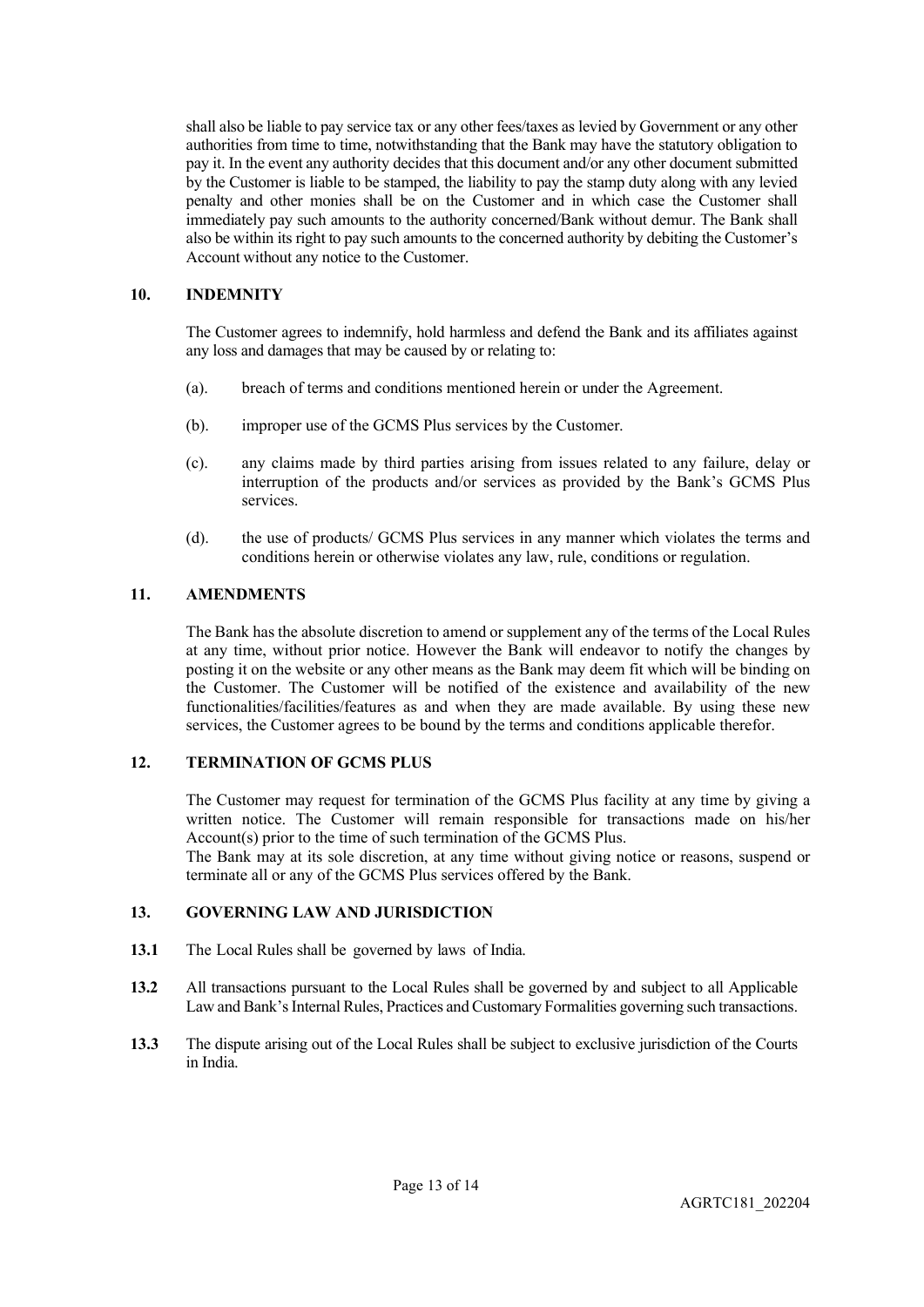shall also be liable to pay service tax or any other fees/taxes as levied by Government or any other authorities from time to time, notwithstanding that the Bank may have the statutory obligation to pay it. In the event any authority decides that this document and/or any other document submitted by the Customer is liable to be stamped, the liability to pay the stamp duty along with any levied penalty and other monies shall be on the Customer and in which case the Customer shall immediately pay such amounts to the authority concerned/Bank without demur. The Bank shall also be within its right to pay such amounts to the concerned authority by debiting the Customer's Account without any notice to the Customer.

## 10. INDEMNITY

The Customer agrees to indemnify, hold harmless and defend the Bank and its affiliates against any loss and damages that may be caused by or relating to:

(a). breach of terms and conditions mentioned herein or under the Agreement.

(b). improper use of the GCMS Plus services by the Customer.

(c). any claims made by third parties arising from issues related to any failure, delay or interruption of the products and/or services as provided by the Bank's GCMS Plus services.

(d). the use of products/ GCMS Plus services in any manner which violates the terms and conditions herein or otherwise violates any law, rule, conditions or regulation.

## 11. AMENDMENTS

The Bank has the absolute discretion to amend or supplement any of the terms of the Local Rules at any time, without prior notice. However the Bank will endeavor to notify the changes by posting it on the website or any other means as the Bank may deem fit which will be binding on the Customer. The Customer will be notified of the existence and availability of the new functionalities/facilities/features as and when they are made available. By using these new services, the Customer agrees to be bound by the terms and conditions applicable therefor.

## 12. TERMINATION OF GCMS PLUS

The Customer may request for termination of the GCMS Plus facility at any time by giving a written notice. The Customer will remain responsible for transactions made on his/her Account(s) prior to the time of such termination of the GCMS Plus.
The Bank may at its sole discretion, at any time without giving notice or reasons, suspend or terminate all or any of the GCMS Plus services offered by the Bank.

## 13. GOVERNING LAW AND JURISDICTION

**13.1** The Local Rules shall be governed by laws of India.

**13.2** All transactions pursuant to the Local Rules shall be governed by and subject to all Applicable Law and Bank's Internal Rules, Practices and Customary Formalities governing such transactions.

**13.3** The dispute arising out of the Local Rules shall be subject to exclusive jurisdiction of the Courts in India.

AGRTC181_202204